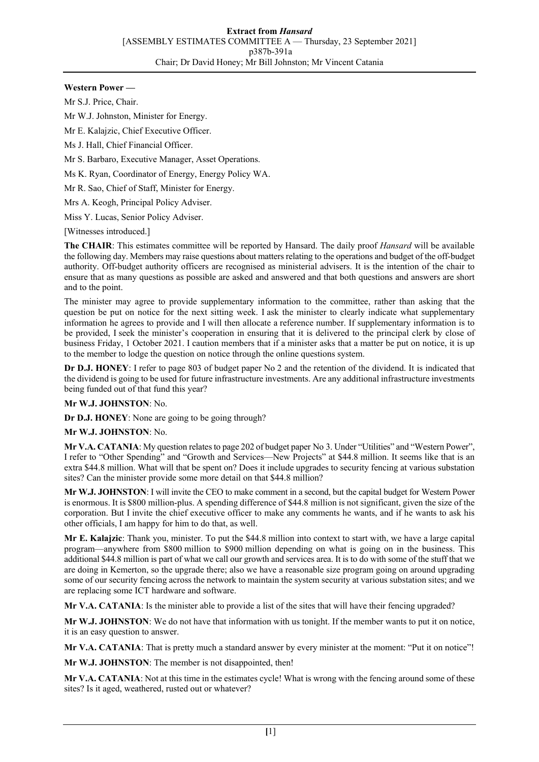**Western Power —**

Mr S.J. Price, Chair.

Mr W.J. Johnston, Minister for Energy.

Mr E. Kalajzic, Chief Executive Officer.

Ms J. Hall, Chief Financial Officer.

Mr S. Barbaro, Executive Manager, Asset Operations.

Ms K. Ryan, Coordinator of Energy, Energy Policy WA.

Mr R. Sao, Chief of Staff, Minister for Energy.

Mrs A. Keogh, Principal Policy Adviser.

Miss Y. Lucas, Senior Policy Adviser.

[Witnesses introduced.]

**The CHAIR**: This estimates committee will be reported by Hansard. The daily proof *Hansard* will be available the following day. Members may raise questions about matters relating to the operations and budget of the off-budget authority. Off-budget authority officers are recognised as ministerial advisers. It is the intention of the chair to ensure that as many questions as possible are asked and answered and that both questions and answers are short and to the point.

The minister may agree to provide supplementary information to the committee, rather than asking that the question be put on notice for the next sitting week. I ask the minister to clearly indicate what supplementary information he agrees to provide and I will then allocate a reference number. If supplementary information is to be provided, I seek the minister's cooperation in ensuring that it is delivered to the principal clerk by close of business Friday, 1 October 2021. I caution members that if a minister asks that a matter be put on notice, it is up to the member to lodge the question on notice through the online questions system.

**Dr D.J. HONEY**: I refer to page 803 of budget paper No 2 and the retention of the dividend. It is indicated that the dividend is going to be used for future infrastructure investments. Are any additional infrastructure investments being funded out of that fund this year?

**Mr W.J. JOHNSTON**: No.

**Dr D.J. HONEY**: None are going to be going through?

**Mr W.J. JOHNSTON**: No.

**Mr V.A. CATANIA**: My question relates to page 202 of budget paper No 3. Under "Utilities" and "Western Power", I refer to "Other Spending" and "Growth and Services—New Projects" at $44.8 million. It seems like that is an extra $44.8 million. What will that be spent on? Does it include upgrades to security fencing at various substation sites? Can the minister provide some more detail on that $44.8 million?

**Mr W.J. JOHNSTON**: I will invite the CEO to make comment in a second, but the capital budget for Western Power is enormous. It is $800 million-plus. A spending difference of $44.8 million is not significant, given the size of the corporation. But I invite the chief executive officer to make any comments he wants, and if he wants to ask his other officials, I am happy for him to do that, as well.

**Mr E. Kalajzic**: Thank you, minister. To put the $44.8 million into context to start with, we have a large capital program—anywhere from $800 million to $900 million depending on what is going on in the business. This additional $44.8 million is part of what we call our growth and services area. It is to do with some of the stuff that we are doing in Kemerton, so the upgrade there; also we have a reasonable size program going on around upgrading some of our security fencing across the network to maintain the system security at various substation sites; and we are replacing some ICT hardware and software.

**Mr V.A. CATANIA**: Is the minister able to provide a list of the sites that will have their fencing upgraded?

**Mr W.J. JOHNSTON**: We do not have that information with us tonight. If the member wants to put it on notice, it is an easy question to answer.

**Mr V.A. CATANIA**: That is pretty much a standard answer by every minister at the moment: "Put it on notice"!

**Mr W.J. JOHNSTON**: The member is not disappointed, then!

**Mr V.A. CATANIA**: Not at this time in the estimates cycle! What is wrong with the fencing around some of these sites? Is it aged, weathered, rusted out or whatever?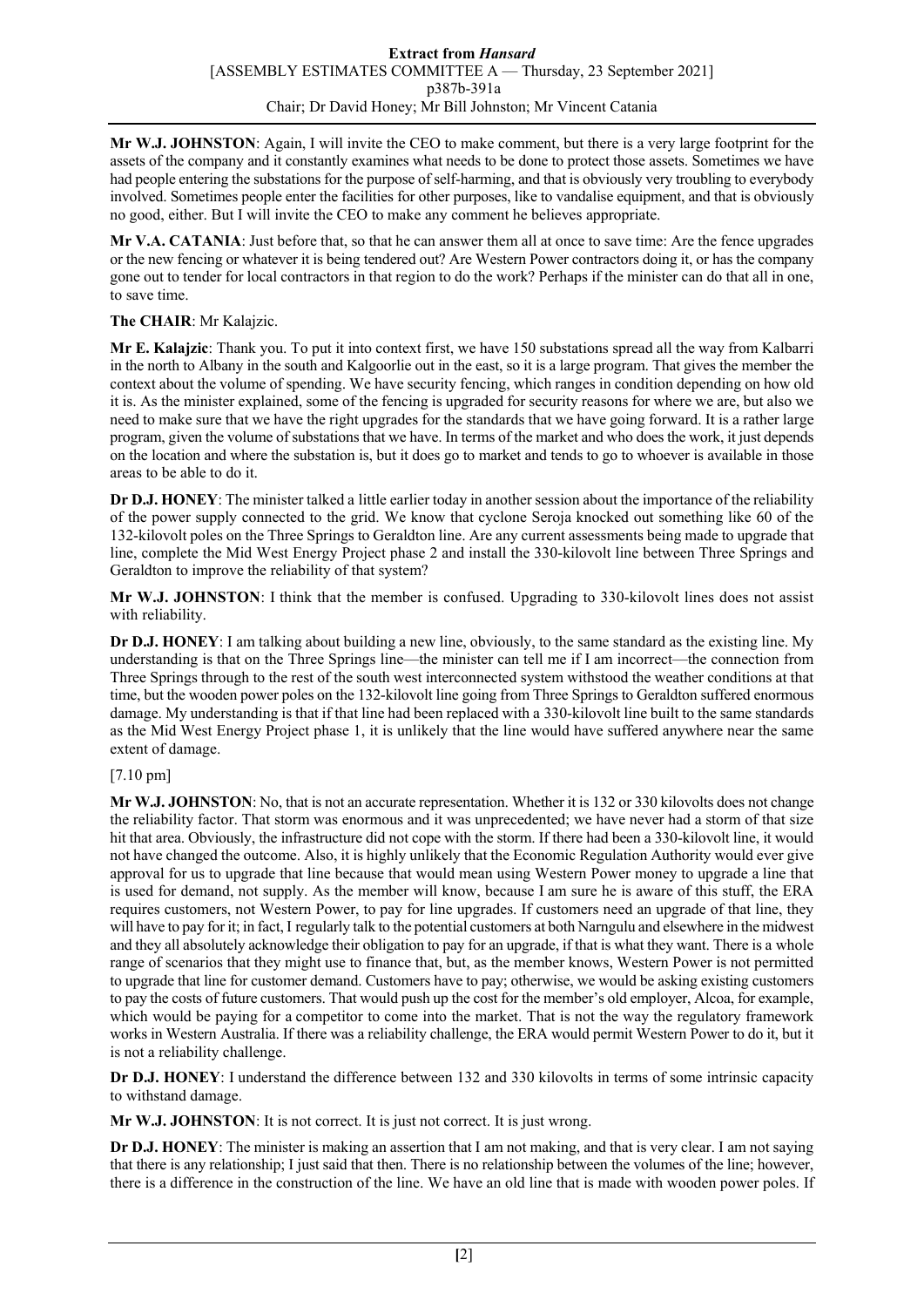**Mr W.J. JOHNSTON**: Again, I will invite the CEO to make comment, but there is a very large footprint for the assets of the company and it constantly examines what needs to be done to protect those assets. Sometimes we have had people entering the substations for the purpose of self-harming, and that is obviously very troubling to everybody involved. Sometimes people enter the facilities for other purposes, like to vandalise equipment, and that is obviously no good, either. But I will invite the CEO to make any comment he believes appropriate.

**Mr V.A. CATANIA**: Just before that, so that he can answer them all at once to save time: Are the fence upgrades or the new fencing or whatever it is being tendered out? Are Western Power contractors doing it, or has the company gone out to tender for local contractors in that region to do the work? Perhaps if the minister can do that all in one, to save time.

**The CHAIR**: Mr Kalajzic.

**Mr E. Kalajzic**: Thank you. To put it into context first, we have 150 substations spread all the way from Kalbarri in the north to Albany in the south and Kalgoorlie out in the east, so it is a large program. That gives the member the context about the volume of spending. We have security fencing, which ranges in condition depending on how old it is. As the minister explained, some of the fencing is upgraded for security reasons for where we are, but also we need to make sure that we have the right upgrades for the standards that we have going forward. It is a rather large program, given the volume of substations that we have. In terms of the market and who does the work, it just depends on the location and where the substation is, but it does go to market and tends to go to whoever is available in those areas to be able to do it.

**Dr D.J. HONEY**: The minister talked a little earlier today in another session about the importance of the reliability of the power supply connected to the grid. We know that cyclone Seroja knocked out something like 60 of the 132-kilovolt poles on the Three Springs to Geraldton line. Are any current assessments being made to upgrade that line, complete the Mid West Energy Project phase 2 and install the 330-kilovolt line between Three Springs and Geraldton to improve the reliability of that system?

**Mr W.J. JOHNSTON**: I think that the member is confused. Upgrading to 330-kilovolt lines does not assist with reliability.

**Dr D.J. HONEY**: I am talking about building a new line, obviously, to the same standard as the existing line. My understanding is that on the Three Springs line—the minister can tell me if I am incorrect—the connection from Three Springs through to the rest of the south west interconnected system withstood the weather conditions at that time, but the wooden power poles on the 132-kilovolt line going from Three Springs to Geraldton suffered enormous damage. My understanding is that if that line had been replaced with a 330-kilovolt line built to the same standards as the Mid West Energy Project phase 1, it is unlikely that the line would have suffered anywhere near the same extent of damage.

[7.10 pm]

**Mr W.J. JOHNSTON**: No, that is not an accurate representation. Whether it is 132 or 330 kilovolts does not change the reliability factor. That storm was enormous and it was unprecedented; we have never had a storm of that size hit that area. Obviously, the infrastructure did not cope with the storm. If there had been a 330-kilovolt line, it would not have changed the outcome. Also, it is highly unlikely that the Economic Regulation Authority would ever give approval for us to upgrade that line because that would mean using Western Power money to upgrade a line that is used for demand, not supply. As the member will know, because I am sure he is aware of this stuff, the ERA requires customers, not Western Power, to pay for line upgrades. If customers need an upgrade of that line, they will have to pay for it; in fact, I regularly talk to the potential customers at both Narngulu and elsewhere in the midwest and they all absolutely acknowledge their obligation to pay for an upgrade, if that is what they want. There is a whole range of scenarios that they might use to finance that, but, as the member knows, Western Power is not permitted to upgrade that line for customer demand. Customers have to pay; otherwise, we would be asking existing customers to pay the costs of future customers. That would push up the cost for the member's old employer, Alcoa, for example, which would be paying for a competitor to come into the market. That is not the way the regulatory framework works in Western Australia. If there was a reliability challenge, the ERA would permit Western Power to do it, but it is not a reliability challenge.

**Dr D.J. HONEY**: I understand the difference between 132 and 330 kilovolts in terms of some intrinsic capacity to withstand damage.

**Mr W.J. JOHNSTON**: It is not correct. It is just not correct. It is just wrong.

**Dr D.J. HONEY**: The minister is making an assertion that I am not making, and that is very clear. I am not saying that there is any relationship; I just said that then. There is no relationship between the volumes of the line; however, there is a difference in the construction of the line. We have an old line that is made with wooden power poles. If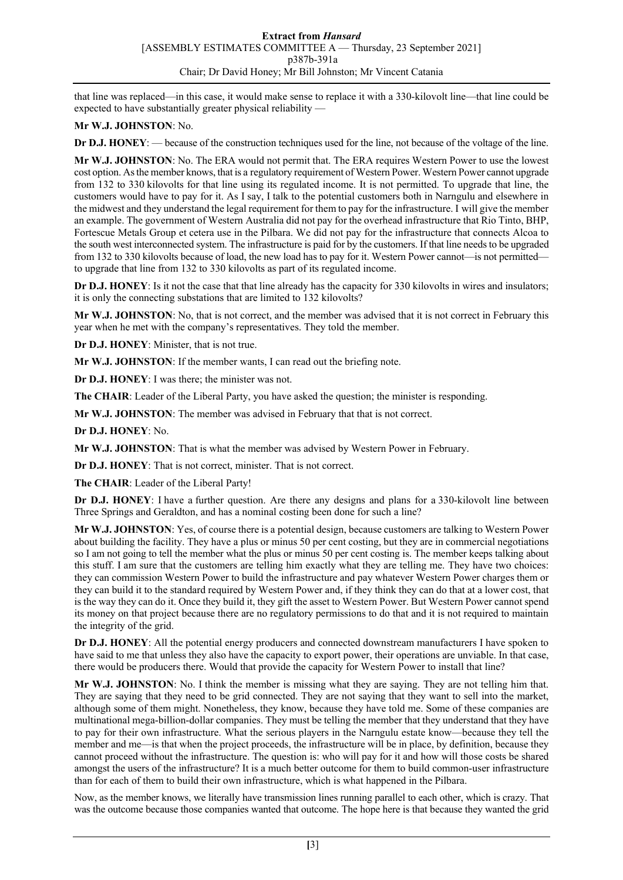that line was replaced—in this case, it would make sense to replace it with a 330-kilovolt line—that line could be expected to have substantially greater physical reliability —

**Mr W.J. JOHNSTON**: No.

**Dr D.J. HONEY**: — because of the construction techniques used for the line, not because of the voltage of the line.

**Mr W.J. JOHNSTON**: No. The ERA would not permit that. The ERA requires Western Power to use the lowest cost option. As the member knows, that is a regulatory requirement of Western Power. Western Power cannot upgrade from 132 to 330 kilovolts for that line using its regulated income. It is not permitted. To upgrade that line, the customers would have to pay for it. As I say, I talk to the potential customers both in Narngulu and elsewhere in the midwest and they understand the legal requirement for them to pay for the infrastructure. I will give the member an example. The government of Western Australia did not pay for the overhead infrastructure that Rio Tinto, BHP, Fortescue Metals Group et cetera use in the Pilbara. We did not pay for the infrastructure that connects Alcoa to the south west interconnected system. The infrastructure is paid for by the customers. If that line needs to be upgraded from 132 to 330 kilovolts because of load, the new load has to pay for it. Western Power cannot—is not permitted—to upgrade that line from 132 to 330 kilovolts as part of its regulated income.

**Dr D.J. HONEY**: Is it not the case that that line already has the capacity for 330 kilovolts in wires and insulators; it is only the connecting substations that are limited to 132 kilovolts?

**Mr W.J. JOHNSTON**: No, that is not correct, and the member was advised that it is not correct in February this year when he met with the company's representatives. They told the member.

**Dr D.J. HONEY**: Minister, that is not true.

**Mr W.J. JOHNSTON**: If the member wants, I can read out the briefing note.

**Dr D.J. HONEY**: I was there; the minister was not.

**The CHAIR**: Leader of the Liberal Party, you have asked the question; the minister is responding.

**Mr W.J. JOHNSTON**: The member was advised in February that that is not correct.

**Dr D.J. HONEY**: No.

**Mr W.J. JOHNSTON**: That is what the member was advised by Western Power in February.

**Dr D.J. HONEY**: That is not correct, minister. That is not correct.

**The CHAIR**: Leader of the Liberal Party!

**Dr D.J. HONEY**: I have a further question. Are there any designs and plans for a 330-kilovolt line between Three Springs and Geraldton, and has a nominal costing been done for such a line?

**Mr W.J. JOHNSTON**: Yes, of course there is a potential design, because customers are talking to Western Power about building the facility. They have a plus or minus 50 per cent costing, but they are in commercial negotiations so I am not going to tell the member what the plus or minus 50 per cent costing is. The member keeps talking about this stuff. I am sure that the customers are telling him exactly what they are telling me. They have two choices: they can commission Western Power to build the infrastructure and pay whatever Western Power charges them or they can build it to the standard required by Western Power and, if they think they can do that at a lower cost, that is the way they can do it. Once they build it, they gift the asset to Western Power. But Western Power cannot spend its money on that project because there are no regulatory permissions to do that and it is not required to maintain the integrity of the grid.

**Dr D.J. HONEY**: All the potential energy producers and connected downstream manufacturers I have spoken to have said to me that unless they also have the capacity to export power, their operations are unviable. In that case, there would be producers there. Would that provide the capacity for Western Power to install that line?

**Mr W.J. JOHNSTON**: No. I think the member is missing what they are saying. They are not telling him that. They are saying that they need to be grid connected. They are not saying that they want to sell into the market, although some of them might. Nonetheless, they know, because they have told me. Some of these companies are multinational mega-billion-dollar companies. They must be telling the member that they understand that they have to pay for their own infrastructure. What the serious players in the Narngulu estate know—because they tell the member and me—is that when the project proceeds, the infrastructure will be in place, by definition, because they cannot proceed without the infrastructure. The question is: who will pay for it and how will those costs be shared amongst the users of the infrastructure? It is a much better outcome for them to build common-user infrastructure than for each of them to build their own infrastructure, which is what happened in the Pilbara.

Now, as the member knows, we literally have transmission lines running parallel to each other, which is crazy. That was the outcome because those companies wanted that outcome. The hope here is that because they wanted the grid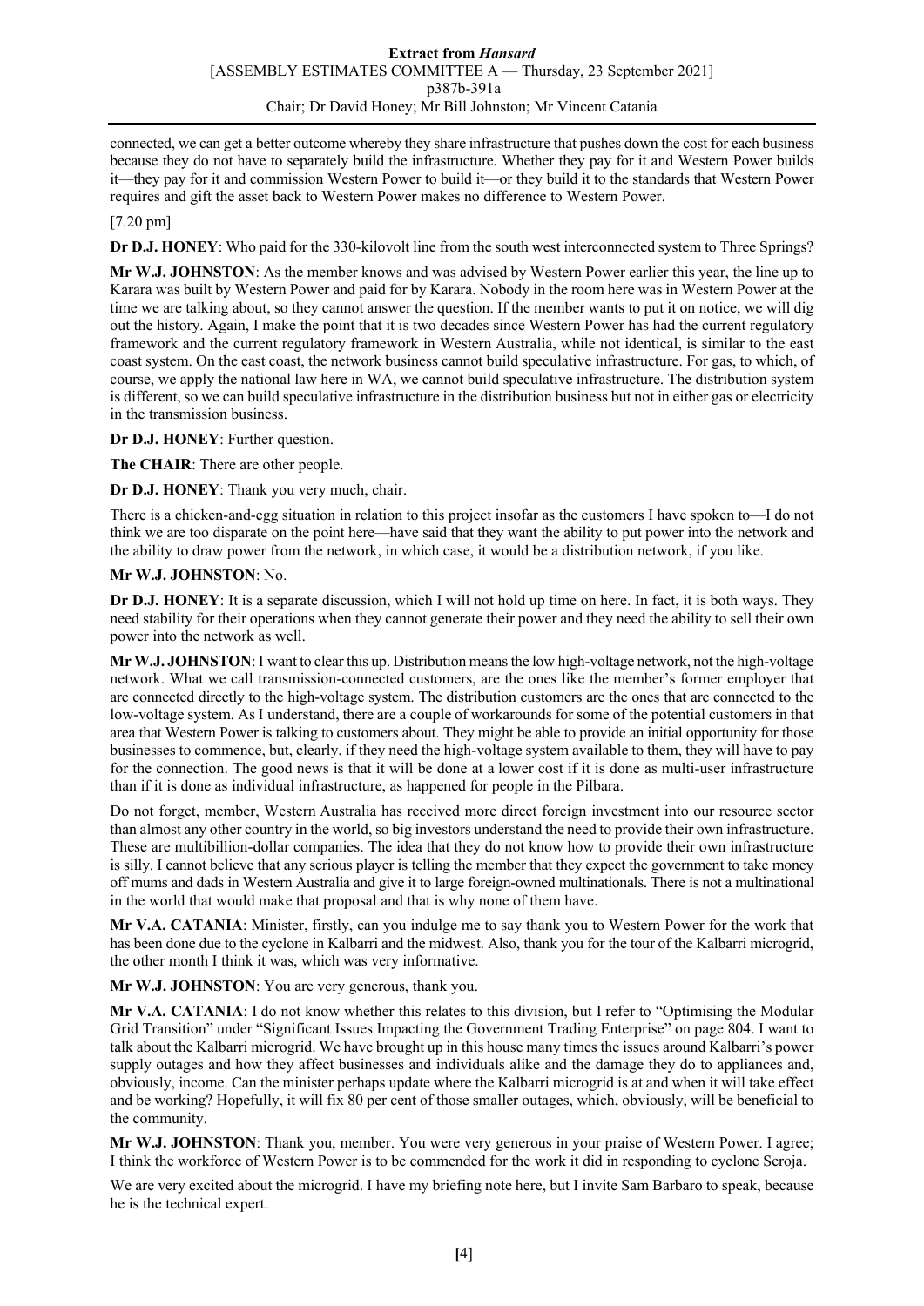connected, we can get a better outcome whereby they share infrastructure that pushes down the cost for each business because they do not have to separately build the infrastructure. Whether they pay for it and Western Power builds it—they pay for it and commission Western Power to build it—or they build it to the standards that Western Power requires and gift the asset back to Western Power makes no difference to Western Power.

[7.20 pm]

**Dr D.J. HONEY**: Who paid for the 330-kilovolt line from the south west interconnected system to Three Springs?

**Mr W.J. JOHNSTON**: As the member knows and was advised by Western Power earlier this year, the line up to Karara was built by Western Power and paid for by Karara. Nobody in the room here was in Western Power at the time we are talking about, so they cannot answer the question. If the member wants to put it on notice, we will dig out the history. Again, I make the point that it is two decades since Western Power has had the current regulatory framework and the current regulatory framework in Western Australia, while not identical, is similar to the east coast system. On the east coast, the network business cannot build speculative infrastructure. For gas, to which, of course, we apply the national law here in WA, we cannot build speculative infrastructure. The distribution system is different, so we can build speculative infrastructure in the distribution business but not in either gas or electricity in the transmission business.

**Dr D.J. HONEY**: Further question.

**The CHAIR**: There are other people.

**Dr D.J. HONEY**: Thank you very much, chair.

There is a chicken-and-egg situation in relation to this project insofar as the customers I have spoken to—I do not think we are too disparate on the point here—have said that they want the ability to put power into the network and the ability to draw power from the network, in which case, it would be a distribution network, if you like.

**Mr W.J. JOHNSTON**: No.

**Dr D.J. HONEY**: It is a separate discussion, which I will not hold up time on here. In fact, it is both ways. They need stability for their operations when they cannot generate their power and they need the ability to sell their own power into the network as well.

**Mr W.J. JOHNSTON**: I want to clear this up. Distribution means the low high-voltage network, not the high-voltage network. What we call transmission-connected customers, are the ones like the member's former employer that are connected directly to the high-voltage system. The distribution customers are the ones that are connected to the low-voltage system. As I understand, there are a couple of workarounds for some of the potential customers in that area that Western Power is talking to customers about. They might be able to provide an initial opportunity for those businesses to commence, but, clearly, if they need the high-voltage system available to them, they will have to pay for the connection. The good news is that it will be done at a lower cost if it is done as multi-user infrastructure than if it is done as individual infrastructure, as happened for people in the Pilbara.

Do not forget, member, Western Australia has received more direct foreign investment into our resource sector than almost any other country in the world, so big investors understand the need to provide their own infrastructure. These are multibillion-dollar companies. The idea that they do not know how to provide their own infrastructure is silly. I cannot believe that any serious player is telling the member that they expect the government to take money off mums and dads in Western Australia and give it to large foreign-owned multinationals. There is not a multinational in the world that would make that proposal and that is why none of them have.

**Mr V.A. CATANIA**: Minister, firstly, can you indulge me to say thank you to Western Power for the work that has been done due to the cyclone in Kalbarri and the midwest. Also, thank you for the tour of the Kalbarri microgrid, the other month I think it was, which was very informative.

**Mr W.J. JOHNSTON**: You are very generous, thank you.

**Mr V.A. CATANIA**: I do not know whether this relates to this division, but I refer to "Optimising the Modular Grid Transition" under "Significant Issues Impacting the Government Trading Enterprise" on page 804. I want to talk about the Kalbarri microgrid. We have brought up in this house many times the issues around Kalbarri's power supply outages and how they affect businesses and individuals alike and the damage they do to appliances and, obviously, income. Can the minister perhaps update where the Kalbarri microgrid is at and when it will take effect and be working? Hopefully, it will fix 80 per cent of those smaller outages, which, obviously, will be beneficial to the community.

**Mr W.J. JOHNSTON**: Thank you, member. You were very generous in your praise of Western Power. I agree; I think the workforce of Western Power is to be commended for the work it did in responding to cyclone Seroja.

We are very excited about the microgrid. I have my briefing note here, but I invite Sam Barbaro to speak, because he is the technical expert.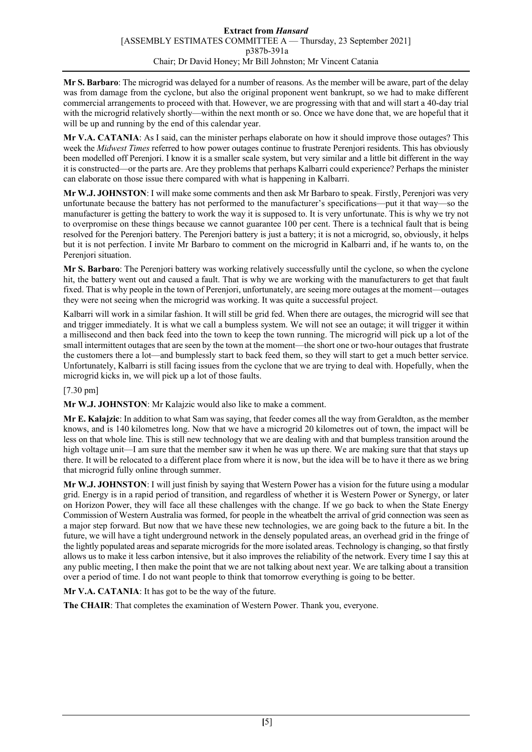**Mr S. Barbaro**: The microgrid was delayed for a number of reasons. As the member will be aware, part of the delay was from damage from the cyclone, but also the original proponent went bankrupt, so we had to make different commercial arrangements to proceed with that. However, we are progressing with that and will start a 40-day trial with the microgrid relatively shortly—within the next month or so. Once we have done that, we are hopeful that it will be up and running by the end of this calendar year.

**Mr V.A. CATANIA**: As I said, can the minister perhaps elaborate on how it should improve those outages? This week the *Midwest Times* referred to how power outages continue to frustrate Perenjori residents. This has obviously been modelled off Perenjori. I know it is a smaller scale system, but very similar and a little bit different in the way it is constructed—or the parts are. Are they problems that perhaps Kalbarri could experience? Perhaps the minister can elaborate on those issue there compared with what is happening in Kalbarri.

**Mr W.J. JOHNSTON**: I will make some comments and then ask Mr Barbaro to speak. Firstly, Perenjori was very unfortunate because the battery has not performed to the manufacturer's specifications—put it that way—so the manufacturer is getting the battery to work the way it is supposed to. It is very unfortunate. This is why we try not to overpromise on these things because we cannot guarantee 100 per cent. There is a technical fault that is being resolved for the Perenjori battery. The Perenjori battery is just a battery; it is not a microgrid, so, obviously, it helps but it is not perfection. I invite Mr Barbaro to comment on the microgrid in Kalbarri and, if he wants to, on the Perenjori situation.

**Mr S. Barbaro**: The Perenjori battery was working relatively successfully until the cyclone, so when the cyclone hit, the battery went out and caused a fault. That is why we are working with the manufacturers to get that fault fixed. That is why people in the town of Perenjori, unfortunately, are seeing more outages at the moment—outages they were not seeing when the microgrid was working. It was quite a successful project.

Kalbarri will work in a similar fashion. It will still be grid fed. When there are outages, the microgrid will see that and trigger immediately. It is what we call a bumpless system. We will not see an outage; it will trigger it within a millisecond and then back feed into the town to keep the town running. The microgrid will pick up a lot of the small intermittent outages that are seen by the town at the moment—the short one or two-hour outages that frustrate the customers there a lot—and bumplessly start to back feed them, so they will start to get a much better service. Unfortunately, Kalbarri is still facing issues from the cyclone that we are trying to deal with. Hopefully, when the microgrid kicks in, we will pick up a lot of those faults.

[7.30 pm]

**Mr W.J. JOHNSTON**: Mr Kalajzic would also like to make a comment.

**Mr E. Kalajzic**: In addition to what Sam was saying, that feeder comes all the way from Geraldton, as the member knows, and is 140 kilometres long. Now that we have a microgrid 20 kilometres out of town, the impact will be less on that whole line. This is still new technology that we are dealing with and that bumpless transition around the high voltage unit—I am sure that the member saw it when he was up there. We are making sure that that stays up there. It will be relocated to a different place from where it is now, but the idea will be to have it there as we bring that microgrid fully online through summer.

**Mr W.J. JOHNSTON**: I will just finish by saying that Western Power has a vision for the future using a modular grid. Energy is in a rapid period of transition, and regardless of whether it is Western Power or Synergy, or later on Horizon Power, they will face all these challenges with the change. If we go back to when the State Energy Commission of Western Australia was formed, for people in the wheatbelt the arrival of grid connection was seen as a major step forward. But now that we have these new technologies, we are going back to the future a bit. In the future, we will have a tight underground network in the densely populated areas, an overhead grid in the fringe of the lightly populated areas and separate microgrids for the more isolated areas. Technology is changing, so that firstly allows us to make it less carbon intensive, but it also improves the reliability of the network. Every time I say this at any public meeting, I then make the point that we are not talking about next year. We are talking about a transition over a period of time. I do not want people to think that tomorrow everything is going to be better.

**Mr V.A. CATANIA**: It has got to be the way of the future.

**The CHAIR**: That completes the examination of Western Power. Thank you, everyone.